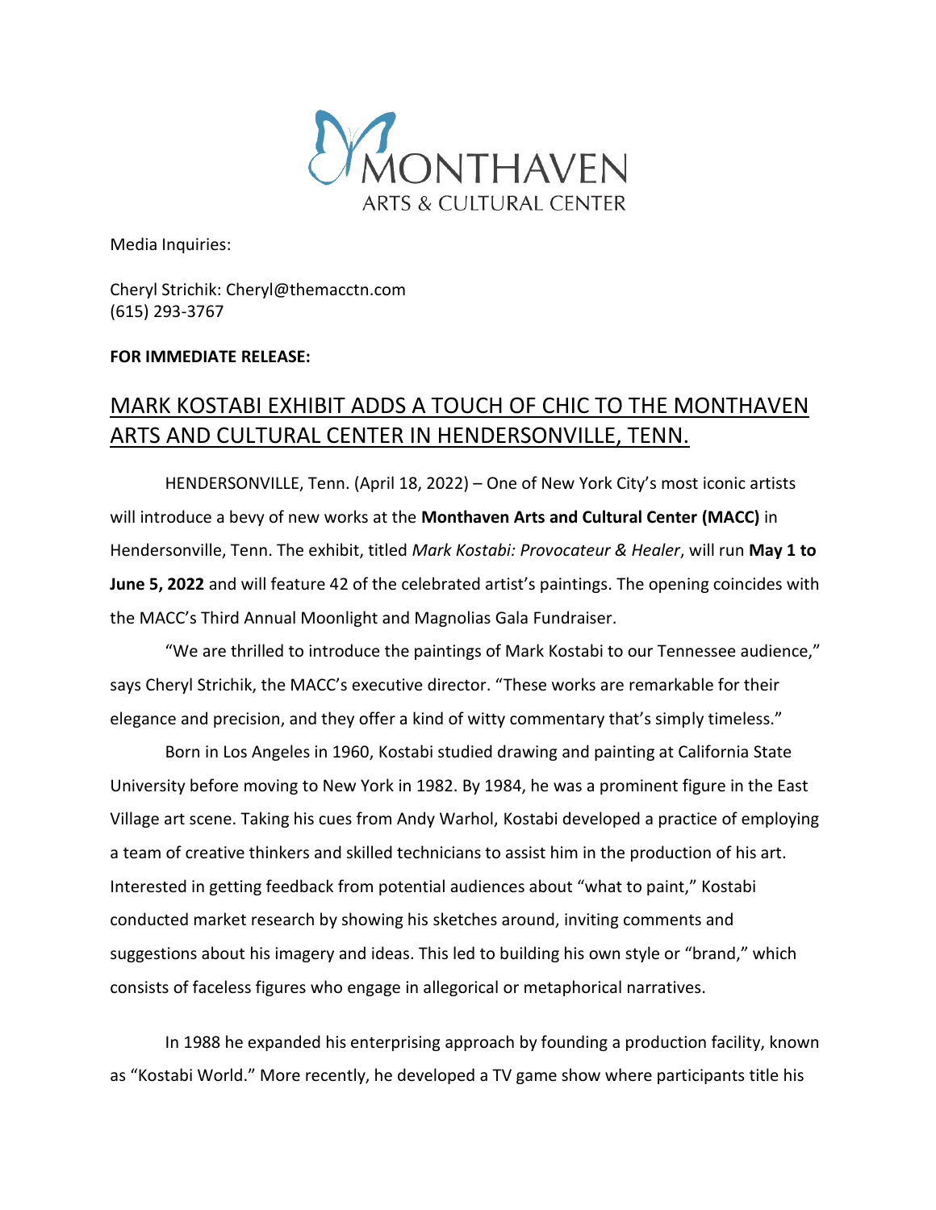MONTHAVEN
ARTS & CULTURAL CENTER

Media Inquiries:

Cheryl Strichik: Cheryl@themacctn.com
(615) 293-3767

**FOR IMMEDIATE RELEASE:**

# MARK KOSTABI EXHIBIT ADDS A TOUCH OF CHIC TO THE MONTHAVEN ARTS AND CULTURAL CENTER IN HENDERSONVILLE, TENN.

HENDERSONVILLE, Tenn. (April 18, 2022) – One of New York City's most iconic artists will introduce a bevy of new works at the **Monthaven Arts and Cultural Center (MACC)** in Hendersonville, Tenn. The exhibit, titled *Mark Kostabi: Provocateur & Healer*, will run **May 1 to June 5, 2022** and will feature 42 of the celebrated artist's paintings. The opening coincides with the MACC's Third Annual Moonlight and Magnolias Gala Fundraiser.

"We are thrilled to introduce the paintings of Mark Kostabi to our Tennessee audience," says Cheryl Strichik, the MACC's executive director. "These works are remarkable for their elegance and precision, and they offer a kind of witty commentary that's simply timeless."

Born in Los Angeles in 1960, Kostabi studied drawing and painting at California State University before moving to New York in 1982. By 1984, he was a prominent figure in the East Village art scene. Taking his cues from Andy Warhol, Kostabi developed a practice of employing a team of creative thinkers and skilled technicians to assist him in the production of his art. Interested in getting feedback from potential audiences about "what to paint," Kostabi conducted market research by showing his sketches around, inviting comments and suggestions about his imagery and ideas. This led to building his own style or "brand," which consists of faceless figures who engage in allegorical or metaphorical narratives.

In 1988 he expanded his enterprising approach by founding a production facility, known as "Kostabi World." More recently, he developed a TV game show where participants title his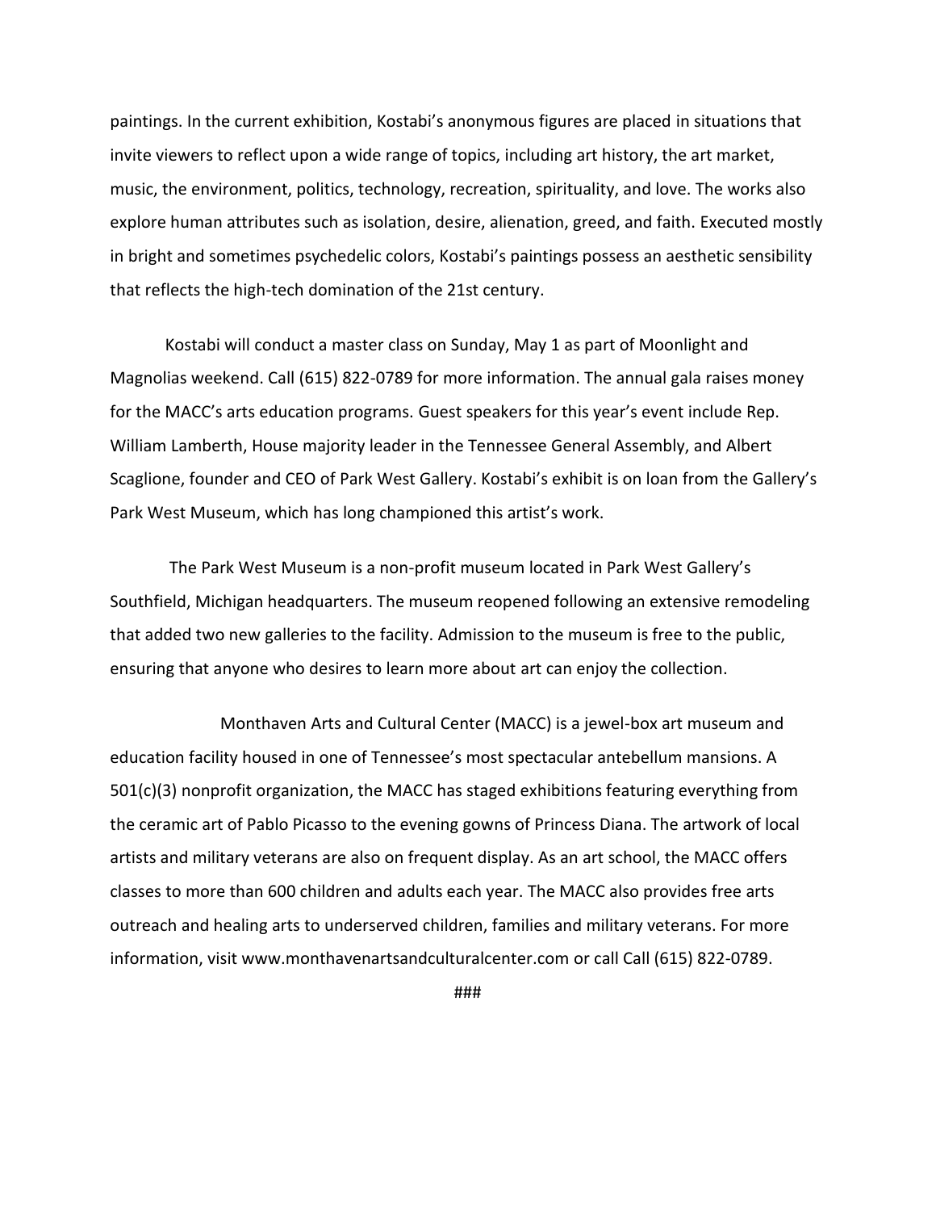paintings. In the current exhibition, Kostabi's anonymous figures are placed in situations that invite viewers to reflect upon a wide range of topics, including art history, the art market, music, the environment, politics, technology, recreation, spirituality, and love. The works also explore human attributes such as isolation, desire, alienation, greed, and faith. Executed mostly in bright and sometimes psychedelic colors, Kostabi's paintings possess an aesthetic sensibility that reflects the high-tech domination of the 21st century.

Kostabi will conduct a master class on Sunday, May 1 as part of Moonlight and Magnolias weekend. Call (615) 822-0789 for more information. The annual gala raises money for the MACC's arts education programs. Guest speakers for this year's event include Rep. William Lamberth, House majority leader in the Tennessee General Assembly, and Albert Scaglione, founder and CEO of Park West Gallery. Kostabi's exhibit is on loan from the Gallery's Park West Museum, which has long championed this artist's work.

The Park West Museum is a non-profit museum located in Park West Gallery's Southfield, Michigan headquarters. The museum reopened following an extensive remodeling that added two new galleries to the facility. Admission to the museum is free to the public, ensuring that anyone who desires to learn more about art can enjoy the collection.

Monthaven Arts and Cultural Center (MACC) is a jewel-box art museum and education facility housed in one of Tennessee's most spectacular antebellum mansions. A 501(c)(3) nonprofit organization, the MACC has staged exhibitions featuring everything from the ceramic art of Pablo Picasso to the evening gowns of Princess Diana. The artwork of local artists and military veterans are also on frequent display. As an art school, the MACC offers classes to more than 600 children and adults each year. The MACC also provides free arts outreach and healing arts to underserved children, families and military veterans. For more information, visit www.monthavenartsandculturalcenter.com or call Call (615) 822-0789.

###